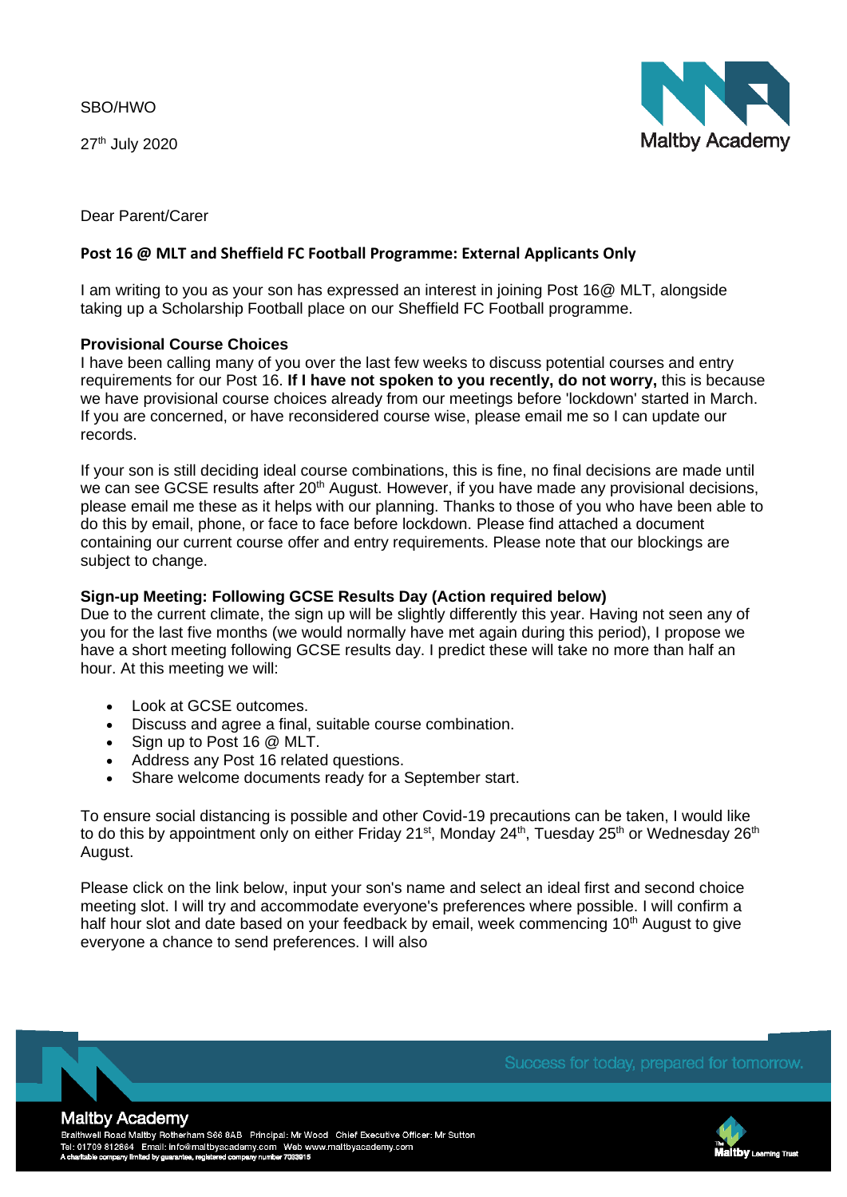SBO/HWO

27th July 2020

Dear Parent/Carer

**Post 16 @ MLT and Sheffield FC Football Programme: External Applicants Only**

I am writing to you as your son has expressed an interest in joining Post 16@ MLT, alongside taking up a Scholarship Football place on our Sheffield FC Football programme.

**Provisional Course Choices**

I have been calling many of you over the last few weeks to discuss potential courses and entry requirements for our Post 16. **If I have not spoken to you recently, do not worry,** this is because we have provisional course choices already from our meetings before 'lockdown' started in March. If you are concerned, or have reconsidered course wise, please email me so I can update our records.

If your son is still deciding ideal course combinations, this is fine, no final decisions are made until we can see GCSE results after 20th August. However, if you have made any provisional decisions, please email me these as it helps with our planning. Thanks to those of you who have been able to do this by email, phone, or face to face before lockdown. Please find attached a document containing our current course offer and entry requirements. Please note that our blockings are subject to change.

**Sign-up Meeting: Following GCSE Results Day (Action required below)**

Due to the current climate, the sign up will be slightly differently this year. Having not seen any of you for the last five months (we would normally have met again during this period), I propose we have a short meeting following GCSE results day. I predict these will take no more than half an hour. At this meeting we will:

- Look at GCSE outcomes.
- Discuss and agree a final, suitable course combination.
- Sign up to Post 16 @ MLT.
- Address any Post 16 related questions.
- Share welcome documents ready for a September start.

To ensure social distancing is possible and other Covid-19 precautions can be taken, I would like to do this by appointment only on either Friday 21st, Monday 24th, Tuesday 25th or Wednesday 26th August.

Please click on the link below, input your son's name and select an ideal first and second choice meeting slot. I will try and accommodate everyone's preferences where possible. I will confirm a half hour slot and date based on your feedback by email, week commencing 10th August to give everyone a chance to send preferences. I will also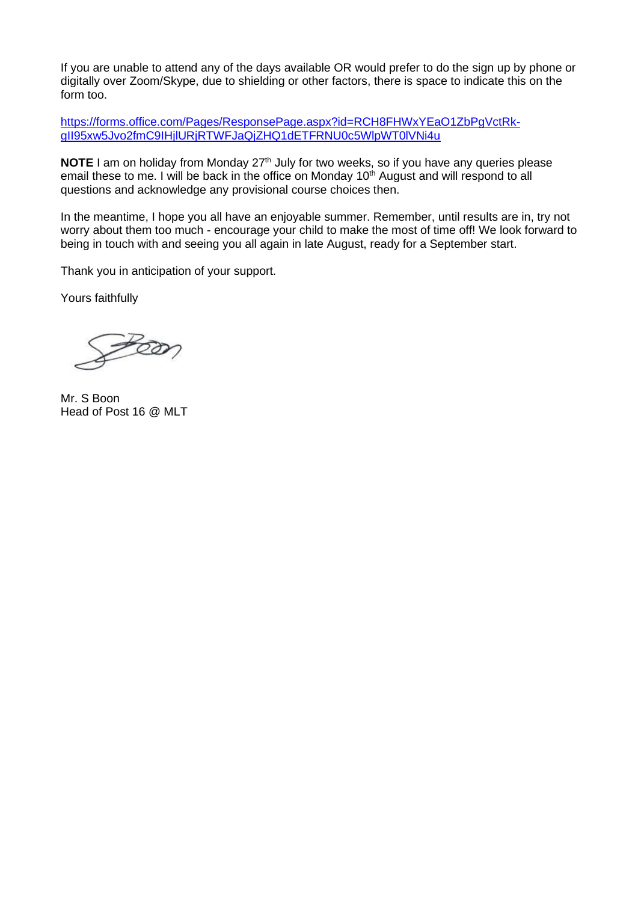If you are unable to attend any of the days available OR would prefer to do the sign up by phone or digitally over Zoom/Skype, due to shielding or other factors, there is space to indicate this on the form too.

https://forms.office.com/Pages/ResponsePage.aspx?id=RCH8FHWxYEaO1ZbPgVctRk-gII95xw5Jvo2fmC9IHjlURjRTWFJaQjZHQ1dETFRNU0c5WlpWT0lVNi4u

**NOTE** I am on holiday from Monday 27th July for two weeks, so if you have any queries please email these to me. I will be back in the office on Monday 10th August and will respond to all questions and acknowledge any provisional course choices then.

In the meantime, I hope you all have an enjoyable summer. Remember, until results are in, try not worry about them too much - encourage your child to make the most of time off! We look forward to being in touch with and seeing you all again in late August, ready for a September start.

Thank you in anticipation of your support.

Yours faithfully

Mr. S Boon
Head of Post 16 @ MLT